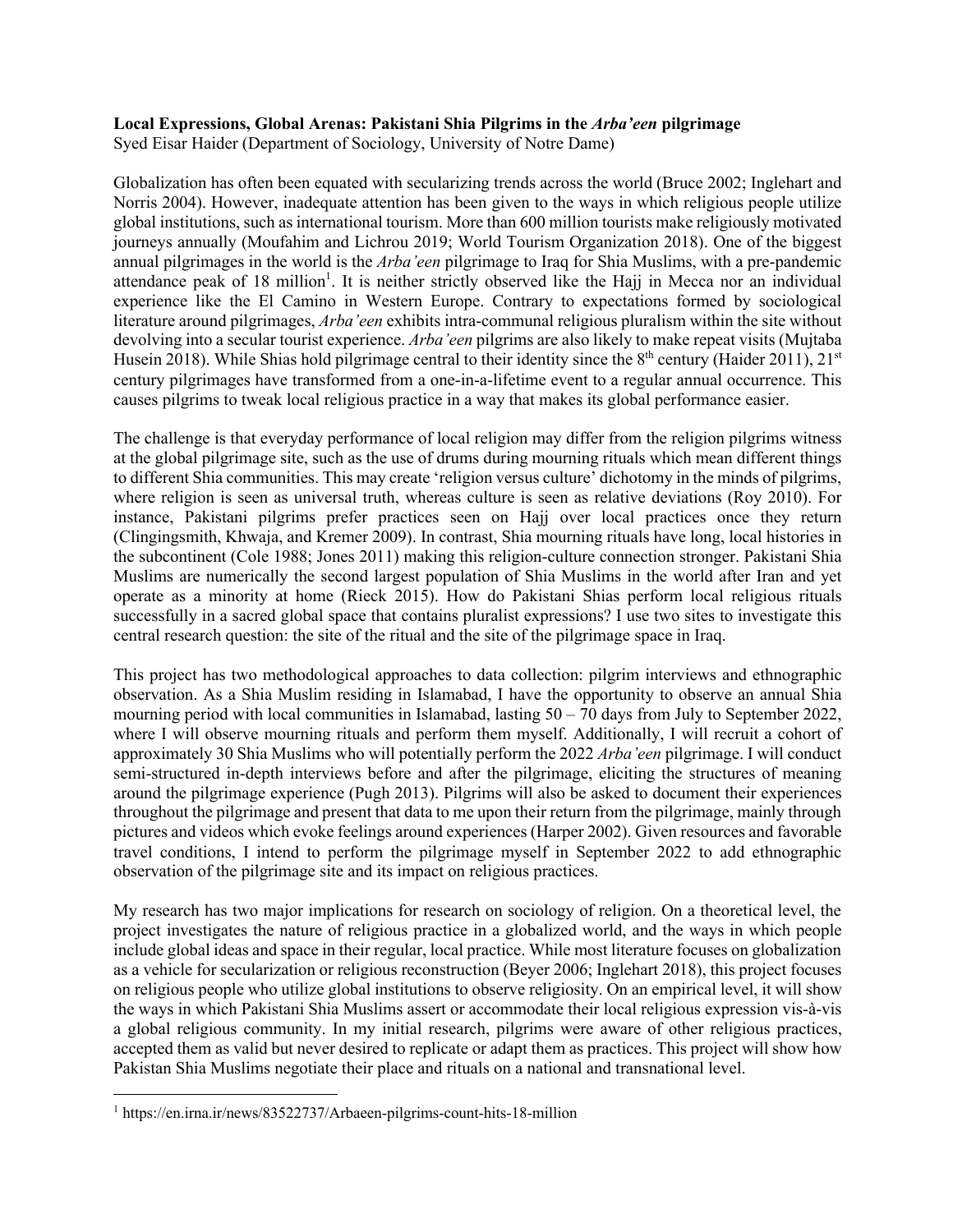**Local Expressions, Global Arenas: Pakistani Shia Pilgrims in the *Arba'een* pilgrimage**
Syed Eisar Haider (Department of Sociology, University of Notre Dame)

Globalization has often been equated with secularizing trends across the world (Bruce 2002; Inglehart and Norris 2004). However, inadequate attention has been given to the ways in which religious people utilize global institutions, such as international tourism. More than 600 million tourists make religiously motivated journeys annually (Moufahim and Lichrou 2019; World Tourism Organization 2018). One of the biggest annual pilgrimages in the world is the *Arba'een* pilgrimage to Iraq for Shia Muslims, with a pre-pandemic attendance peak of 18 million[1]. It is neither strictly observed like the Hajj in Mecca nor an individual experience like the El Camino in Western Europe. Contrary to expectations formed by sociological literature around pilgrimages, *Arba'een* exhibits intra-communal religious pluralism within the site without devolving into a secular tourist experience. *Arba'een* pilgrims are also likely to make repeat visits (Mujtaba Husein 2018). While Shias hold pilgrimage central to their identity since the 8th century (Haider 2011), 21st century pilgrimages have transformed from a one-in-a-lifetime event to a regular annual occurrence. This causes pilgrims to tweak local religious practice in a way that makes its global performance easier.

The challenge is that everyday performance of local religion may differ from the religion pilgrims witness at the global pilgrimage site, such as the use of drums during mourning rituals which mean different things to different Shia communities. This may create 'religion versus culture' dichotomy in the minds of pilgrims, where religion is seen as universal truth, whereas culture is seen as relative deviations (Roy 2010). For instance, Pakistani pilgrims prefer practices seen on Hajj over local practices once they return (Clingingsmith, Khwaja, and Kremer 2009). In contrast, Shia mourning rituals have long, local histories in the subcontinent (Cole 1988; Jones 2011) making this religion-culture connection stronger. Pakistani Shia Muslims are numerically the second largest population of Shia Muslims in the world after Iran and yet operate as a minority at home (Rieck 2015). How do Pakistani Shias perform local religious rituals successfully in a sacred global space that contains pluralist expressions? I use two sites to investigate this central research question: the site of the ritual and the site of the pilgrimage space in Iraq.

This project has two methodological approaches to data collection: pilgrim interviews and ethnographic observation. As a Shia Muslim residing in Islamabad, I have the opportunity to observe an annual Shia mourning period with local communities in Islamabad, lasting 50 – 70 days from July to September 2022, where I will observe mourning rituals and perform them myself. Additionally, I will recruit a cohort of approximately 30 Shia Muslims who will potentially perform the 2022 *Arba'een* pilgrimage. I will conduct semi-structured in-depth interviews before and after the pilgrimage, eliciting the structures of meaning around the pilgrimage experience (Pugh 2013). Pilgrims will also be asked to document their experiences throughout the pilgrimage and present that data to me upon their return from the pilgrimage, mainly through pictures and videos which evoke feelings around experiences (Harper 2002). Given resources and favorable travel conditions, I intend to perform the pilgrimage myself in September 2022 to add ethnographic observation of the pilgrimage site and its impact on religious practices.

My research has two major implications for research on sociology of religion. On a theoretical level, the project investigates the nature of religious practice in a globalized world, and the ways in which people include global ideas and space in their regular, local practice. While most literature focuses on globalization as a vehicle for secularization or religious reconstruction (Beyer 2006; Inglehart 2018), this project focuses on religious people who utilize global institutions to observe religiosity. On an empirical level, it will show the ways in which Pakistani Shia Muslims assert or accommodate their local religious expression vis-à-vis a global religious community. In my initial research, pilgrims were aware of other religious practices, accepted them as valid but never desired to replicate or adapt them as practices. This project will show how Pakistan Shia Muslims negotiate their place and rituals on a national and transnational level.

---

[1] https://en.irna.ir/news/83522737/Arbaeen-pilgrims-count-hits-18-million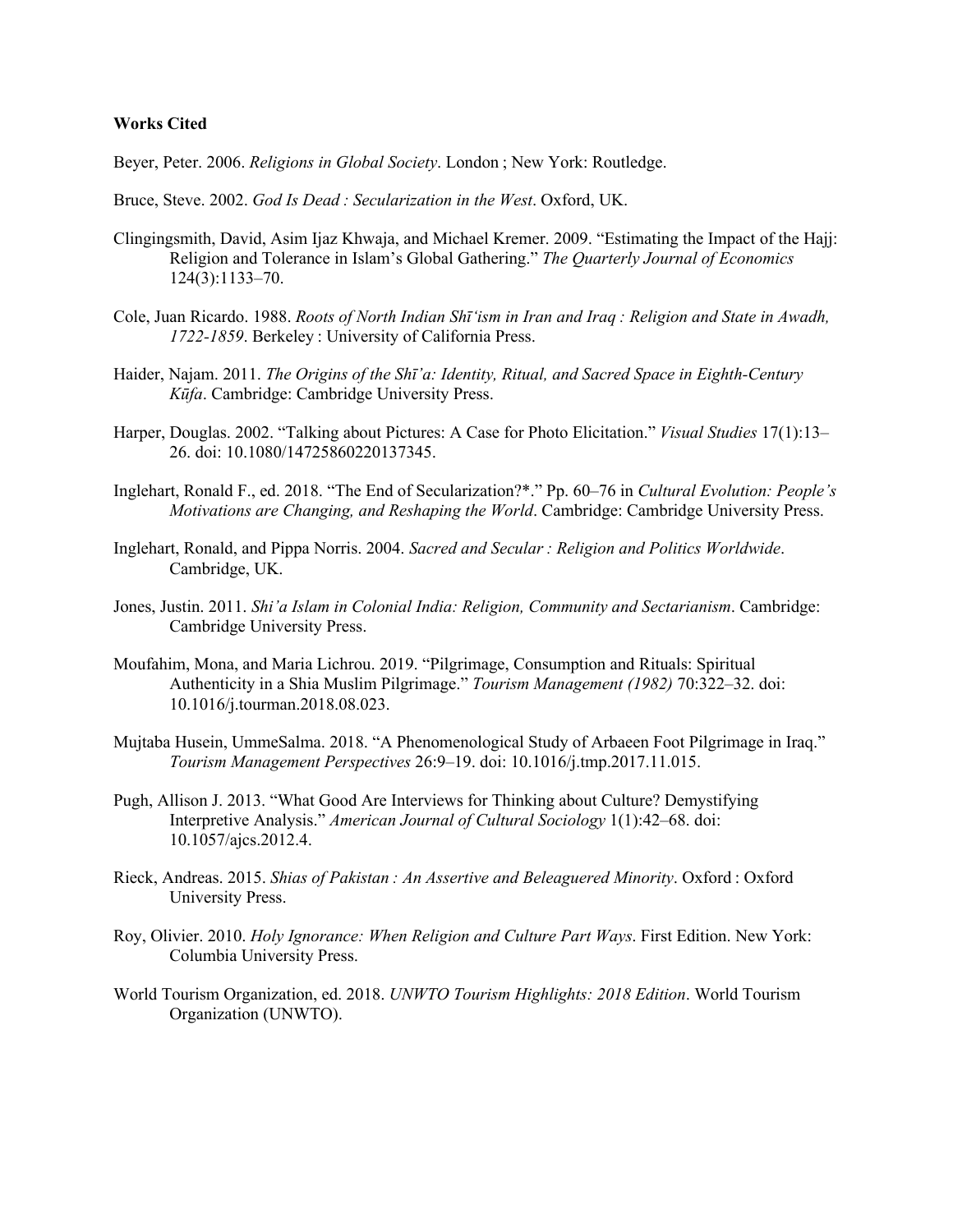**Works Cited**

Beyer, Peter. 2006. *Religions in Global Society*. London ; New York: Routledge.

Bruce, Steve. 2002. *God Is Dead : Secularization in the West*. Oxford, UK.

Clingingsmith, David, Asim Ijaz Khwaja, and Michael Kremer. 2009. "Estimating the Impact of the Hajj: Religion and Tolerance in Islam's Global Gathering." *The Quarterly Journal of Economics* 124(3):1133–70.

Cole, Juan Ricardo. 1988. *Roots of North Indian Shīʿism in Iran and Iraq : Religion and State in Awadh, 1722-1859*. Berkeley : University of California Press.

Haider, Najam. 2011. *The Origins of the Shīʿa: Identity, Ritual, and Sacred Space in Eighth-Century Kūfa*. Cambridge: Cambridge University Press.

Harper, Douglas. 2002. "Talking about Pictures: A Case for Photo Elicitation." *Visual Studies* 17(1):13–26. doi: 10.1080/14725860220137345.

Inglehart, Ronald F., ed. 2018. "The End of Secularization?*." Pp. 60–76 in *Cultural Evolution: People's Motivations are Changing, and Reshaping the World*. Cambridge: Cambridge University Press.

Inglehart, Ronald, and Pippa Norris. 2004. *Sacred and Secular : Religion and Politics Worldwide*. Cambridge, UK.

Jones, Justin. 2011. *Shi'a Islam in Colonial India: Religion, Community and Sectarianism*. Cambridge: Cambridge University Press.

Moufahim, Mona, and Maria Lichrou. 2019. "Pilgrimage, Consumption and Rituals: Spiritual Authenticity in a Shia Muslim Pilgrimage." *Tourism Management (1982)* 70:322–32. doi: 10.1016/j.tourman.2018.08.023.

Mujtaba Husein, UmmeSalma. 2018. "A Phenomenological Study of Arbaeen Foot Pilgrimage in Iraq." *Tourism Management Perspectives* 26:9–19. doi: 10.1016/j.tmp.2017.11.015.

Pugh, Allison J. 2013. "What Good Are Interviews for Thinking about Culture? Demystifying Interpretive Analysis." *American Journal of Cultural Sociology* 1(1):42–68. doi: 10.1057/ajcs.2012.4.

Rieck, Andreas. 2015. *Shias of Pakistan : An Assertive and Beleaguered Minority*. Oxford : Oxford University Press.

Roy, Olivier. 2010. *Holy Ignorance: When Religion and Culture Part Ways*. First Edition. New York: Columbia University Press.

World Tourism Organization, ed. 2018. *UNWTO Tourism Highlights: 2018 Edition*. World Tourism Organization (UNWTO).